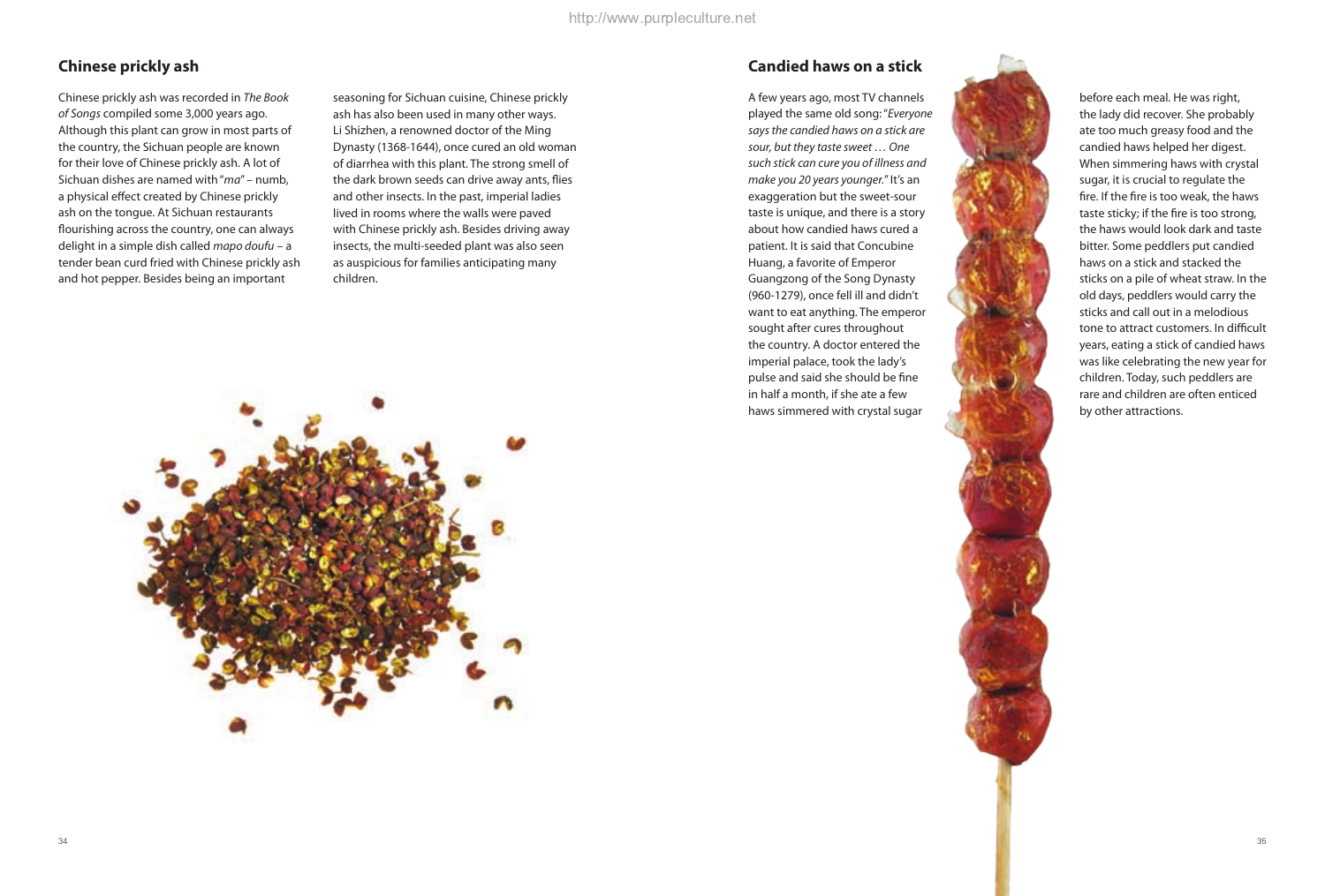## Chinese prickly ash

Chinese prickly ash was recorded in *The Book of Songs* compiled some 3,000 years ago. Although this plant can grow in most parts of the country, the Sichuan people are known for their love of Chinese prickly ash. A lot of Sichuan dishes are named with "*ma*" – numb, a physical effect created by Chinese prickly ash on the tongue. At Sichuan restaurants flourishing across the country, one can always delight in a simple dish called *mapo doufu* – a tender bean curd fried with Chinese prickly ash and hot pepper. Besides being an important seasoning for Sichuan cuisine, Chinese prickly ash has also been used in many other ways. Li Shizhen, a renowned doctor of the Ming Dynasty (1368-1644), once cured an old woman of diarrhea with this plant. The strong smell of the dark brown seeds can drive away ants, flies and other insects. In the past, imperial ladies lived in rooms where the walls were paved with Chinese prickly ash. Besides driving away insects, the multi-seeded plant was also seen as auspicious for families anticipating many children.

## Candied haws on a stick

A few years ago, most TV channels played the same old song: "*Everyone says the candied haws on a stick are sour, but they taste sweet … One such stick can cure you of illness and make you 20 years younger.*" It's an exaggeration but the sweet-sour taste is unique, and there is a story about how candied haws cured a patient. It is said that Concubine Huang, a favorite of Emperor Guangzong of the Song Dynasty (960-1279), once fell ill and didn't want to eat anything. The emperor sought after cures throughout the country. A doctor entered the imperial palace, took the lady's pulse and said she should be fine in half a month, if she ate a few haws simmered with crystal sugar before each meal. He was right, the lady did recover. She probably ate too much greasy food and the candied haws helped her digest. When simmering haws with crystal sugar, it is crucial to regulate the fire. If the fire is too weak, the haws taste sticky; if the fire is too strong, the haws would look dark and taste bitter. Some peddlers put candied haws on a stick and stacked the sticks on a pile of wheat straw. In the old days, peddlers would carry the sticks and call out in a melodious tone to attract customers. In difficult years, eating a stick of candied haws was like celebrating the new year for children. Today, such peddlers are rare and children are often enticed by other attractions.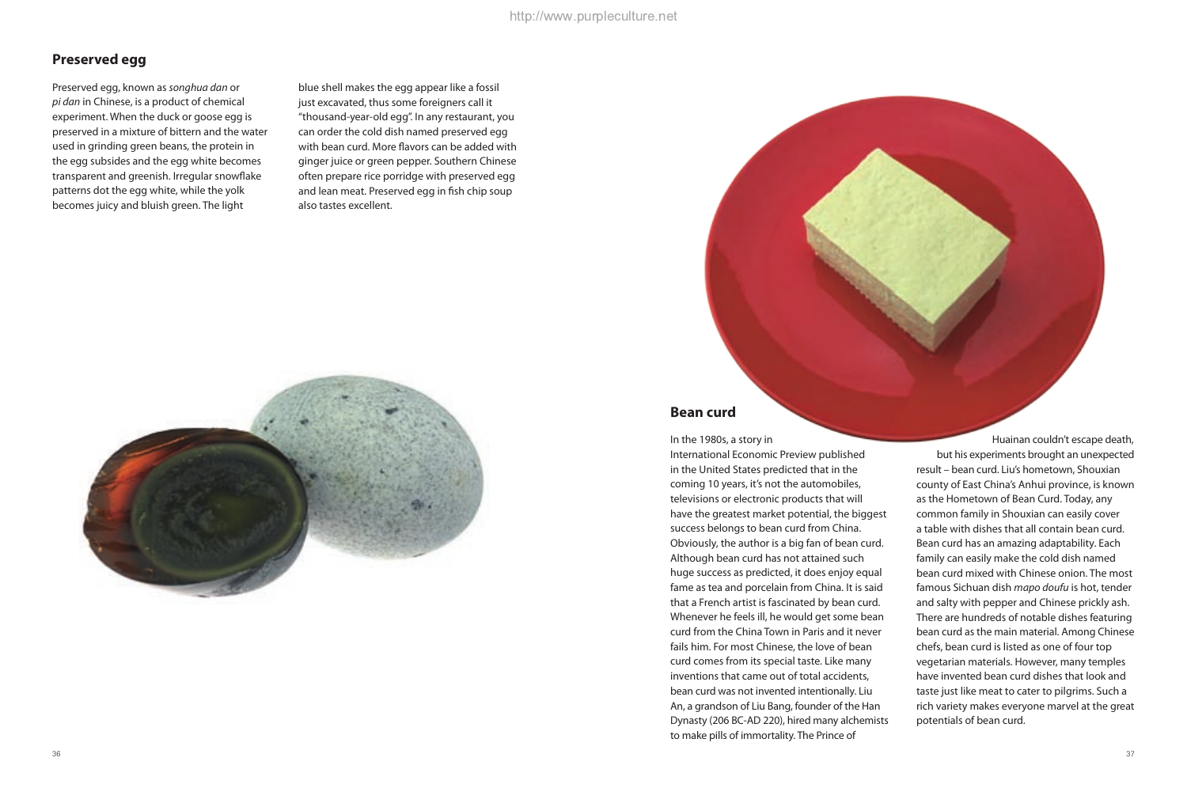## Preserved egg

Preserved egg, known as *songhua dan* or *pi dan* in Chinese, is a product of chemical experiment. When the duck or goose egg is preserved in a mixture of bittern and the water used in grinding green beans, the protein in the egg subsides and the egg white becomes transparent and greenish. Irregular snowflake patterns dot the egg white, while the yolk becomes juicy and bluish green. The light blue shell makes the egg appear like a fossil just excavated, thus some foreigners call it "thousand-year-old egg". In any restaurant, you can order the cold dish named preserved egg with bean curd. More flavors can be added with ginger juice or green pepper. Southern Chinese often prepare rice porridge with preserved egg and lean meat. Preserved egg in fish chip soup also tastes excellent.

## Bean curd

In the 1980s, a story in International Economic Preview published in the United States predicted that in the coming 10 years, it's not the automobiles, televisions or electronic products that will have the greatest market potential, the biggest success belongs to bean curd from China. Obviously, the author is a big fan of bean curd. Although bean curd has not attained such huge success as predicted, it does enjoy equal fame as tea and porcelain from China. It is said that a French artist is fascinated by bean curd. Whenever he feels ill, he would get some bean curd from the China Town in Paris and it never fails him. For most Chinese, the love of bean curd comes from its special taste. Like many inventions that came out of total accidents, bean curd was not invented intentionally. Liu An, a grandson of Liu Bang, founder of the Han Dynasty (206 BC-AD 220), hired many alchemists to make pills of immortality. The Prince of Huainan couldn't escape death, but his experiments brought an unexpected result – bean curd. Liu's hometown, Shouxian county of East China's Anhui province, is known as the Hometown of Bean Curd. Today, any common family in Shouxian can easily cover a table with dishes that all contain bean curd. Bean curd has an amazing adaptability. Each family can easily make the cold dish named bean curd mixed with Chinese onion. The most famous Sichuan dish *mapo doufu* is hot, tender and salty with pepper and Chinese prickly ash. There are hundreds of notable dishes featuring bean curd as the main material. Among Chinese chefs, bean curd is listed as one of four top vegetarian materials. However, many temples have invented bean curd dishes that look and taste just like meat to cater to pilgrims. Such a rich variety makes everyone marvel at the great potentials of bean curd.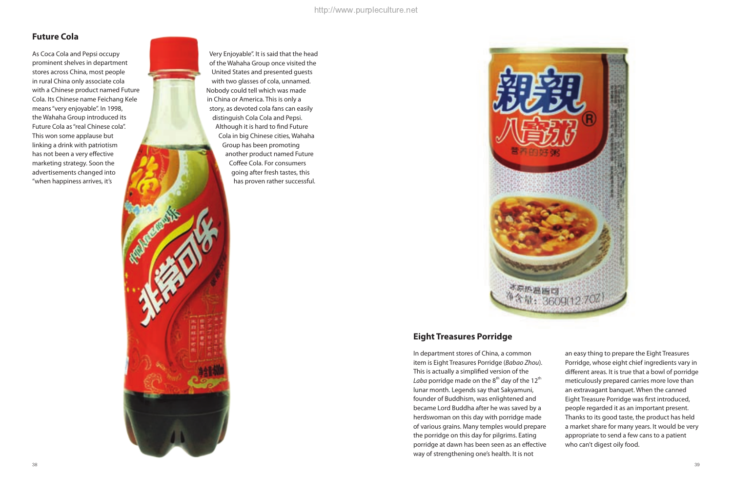## Future Cola

As Coca Cola and Pepsi occupy prominent shelves in department stores across China, most people in rural China only associate cola with a Chinese product named Future Cola. Its Chinese name Feichang Kele means "very enjoyable". In 1998, the Wahaha Group introduced its Future Cola as "real Chinese cola". This won some applause but linking a drink with patriotism has not been a very effective marketing strategy. Soon the advertisements changed into "when happiness arrives, it's Very Enjoyable". It is said that the head of the Wahaha Group once visited the United States and presented guests with two glasses of cola, unnamed. Nobody could tell which was made in China or America. This is only a story, as devoted cola fans can easily distinguish Cola Cola and Pepsi. Although it is hard to find Future Cola in big Chinese cities, Wahaha Group has been promoting another product named Future Coffee Cola. For consumers going after fresh tastes, this has proven rather successful.

## Eight Treasures Porridge

In department stores of China, a common item is Eight Treasures Porridge (*Babao Zhou*). This is actually a simplified version of the *Laba* porridge made on the 8th day of the 12th lunar month. Legends say that Sakyamuni, founder of Buddhism, was enlightened and became Lord Buddha after he was saved by a herdswoman on this day with porridge made of various grains. Many temples would prepare the porridge on this day for pilgrims. Eating porridge at dawn has been seen as an effective way of strengthening one's health. It is not an easy thing to prepare the Eight Treasures Porridge, whose eight chief ingredients vary in different areas. It is true that a bowl of porridge meticulously prepared carries more love than an extravagant banquet. When the canned Eight Treasure Porridge was first introduced, people regarded it as an important present. Thanks to its good taste, the product has held a market share for many years. It would be very appropriate to send a few cans to a patient who can't digest oily food.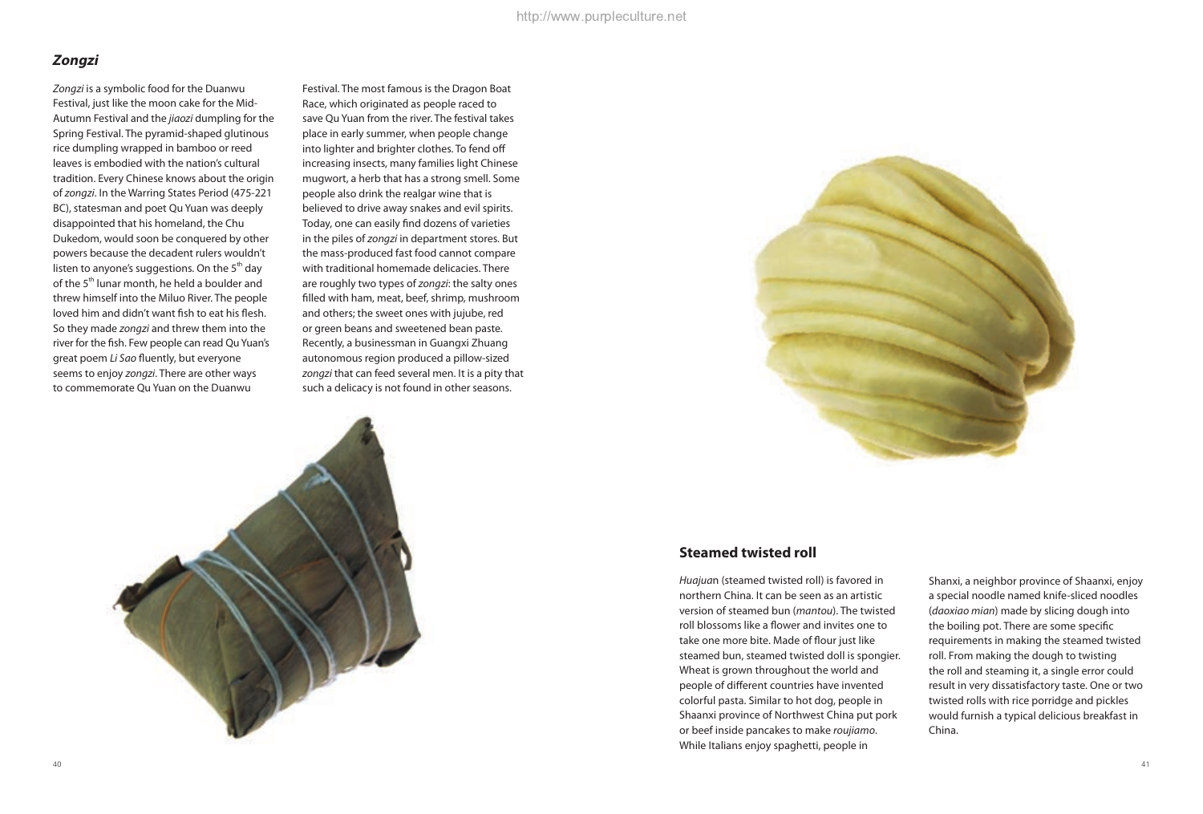## *Zongzi*

*Zongzi* is a symbolic food for the Duanwu Festival, just like the moon cake for the Mid-Autumn Festival and the *jiaozi* dumpling for the Spring Festival. The pyramid-shaped glutinous rice dumpling wrapped in bamboo or reed leaves is embodied with the nation's cultural tradition. Every Chinese knows about the origin of *zongzi*. In the Warring States Period (475-221 BC), statesman and poet Qu Yuan was deeply disappointed that his homeland, the Chu Dukedom, would soon be conquered by other powers because the decadent rulers wouldn't listen to anyone's suggestions. On the 5th day of the 5th lunar month, he held a boulder and threw himself into the Miluo River. The people loved him and didn't want fish to eat his flesh. So they made *zongzi* and threw them into the river for the fish. Few people can read Qu Yuan's great poem *Li Sao* fluently, but everyone seems to enjoy *zongzi*. There are other ways to commemorate Qu Yuan on the Duanwu Festival. The most famous is the Dragon Boat Race, which originated as people raced to save Qu Yuan from the river. The festival takes place in early summer, when people change into lighter and brighter clothes. To fend off increasing insects, many families light Chinese mugwort, a herb that has a strong smell. Some people also drink the realgar wine that is believed to drive away snakes and evil spirits. Today, one can easily find dozens of varieties in the piles of *zongzi* in department stores. But the mass-produced fast food cannot compare with traditional homemade delicacies. There are roughly two types of *zongzi*: the salty ones filled with ham, meat, beef, shrimp, mushroom and others; the sweet ones with jujube, red or green beans and sweetened bean paste. Recently, a businessman in Guangxi Zhuang autonomous region produced a pillow-sized *zongzi* that can feed several men. It is a pity that such a delicacy is not found in other seasons.

## Steamed twisted roll

*Huajuan* (steamed twisted roll) is favored in northern China. It can be seen as an artistic version of steamed bun (*mantou*). The twisted roll blossoms like a flower and invites one to take one more bite. Made of flour just like steamed bun, steamed twisted doll is spongier. Wheat is grown throughout the world and people of different countries have invented colorful pasta. Similar to hot dog, people in Shaanxi province of Northwest China put pork or beef inside pancakes to make *roujiamo*. While Italians enjoy spaghetti, people in Shanxi, a neighbor province of Shaanxi, enjoy a special noodle named knife-sliced noodles (*daoxiao mian*) made by slicing dough into the boiling pot. There are some specific requirements in making the steamed twisted roll. From making the dough to twisting the roll and steaming it, a single error could result in very dissatisfactory taste. One or two twisted rolls with rice porridge and pickles would furnish a typical delicious breakfast in China.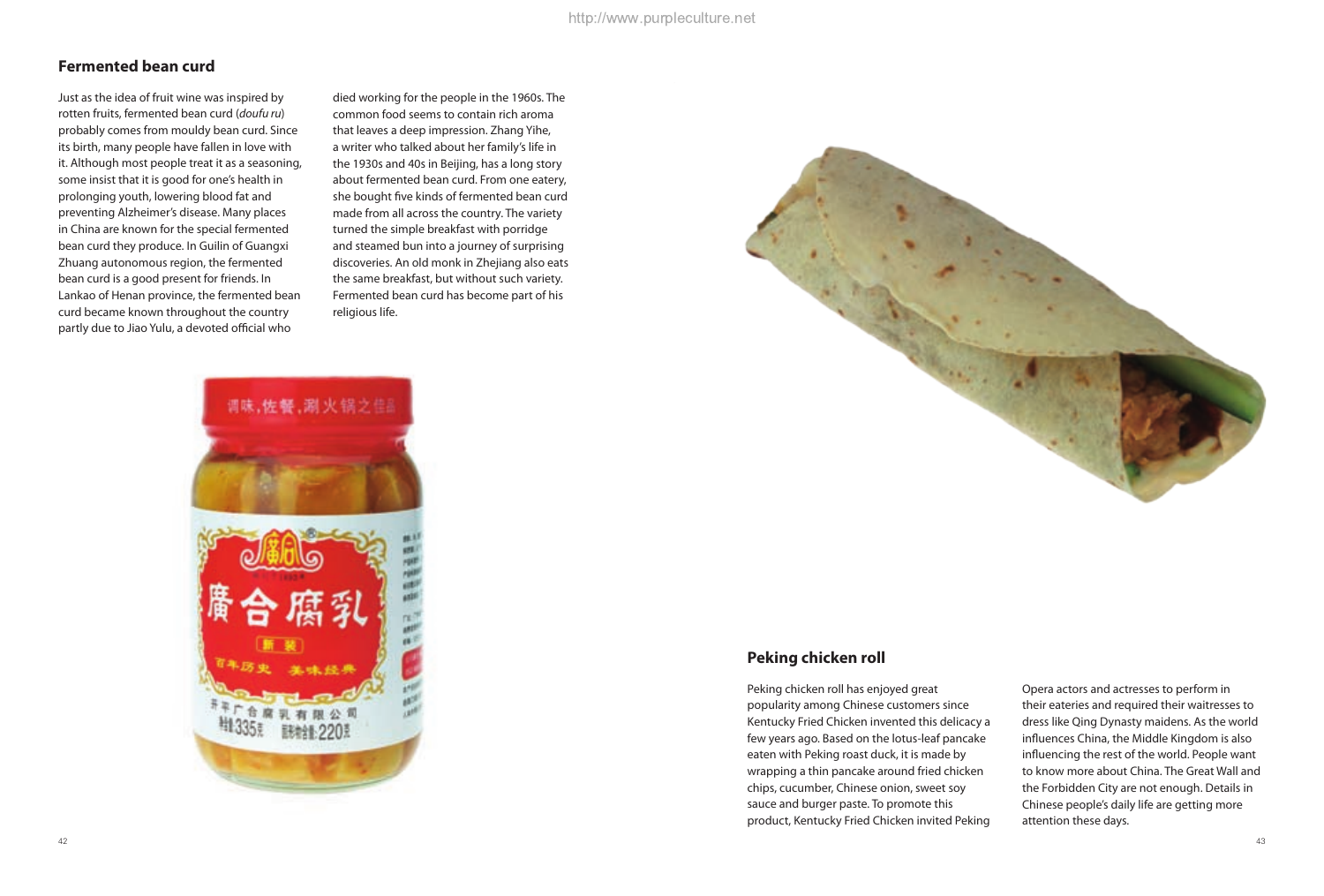## Fermented bean curd

Just as the idea of fruit wine was inspired by rotten fruits, fermented bean curd (*doufu ru*) probably comes from mouldy bean curd. Since its birth, many people have fallen in love with it. Although most people treat it as a seasoning, some insist that it is good for one's health in prolonging youth, lowering blood fat and preventing Alzheimer's disease. Many places in China are known for the special fermented bean curd they produce. In Guilin of Guangxi Zhuang autonomous region, the fermented bean curd is a good present for friends. In Lankao of Henan province, the fermented bean curd became known throughout the country partly due to Jiao Yulu, a devoted official who died working for the people in the 1960s. The common food seems to contain rich aroma that leaves a deep impression. Zhang Yihe, a writer who talked about her family's life in the 1930s and 40s in Beijing, has a long story about fermented bean curd. From one eatery, she bought five kinds of fermented bean curd made from all across the country. The variety turned the simple breakfast with porridge and steamed bun into a journey of surprising discoveries. An old monk in Zhejiang also eats the same breakfast, but without such variety. Fermented bean curd has become part of his religious life.

## Peking chicken roll

Peking chicken roll has enjoyed great popularity among Chinese customers since Kentucky Fried Chicken invented this delicacy a few years ago. Based on the lotus-leaf pancake eaten with Peking roast duck, it is made by wrapping a thin pancake around fried chicken chips, cucumber, Chinese onion, sweet soy sauce and burger paste. To promote this product, Kentucky Fried Chicken invited Peking Opera actors and actresses to perform in their eateries and required their waitresses to dress like Qing Dynasty maidens. As the world influences China, the Middle Kingdom is also influencing the rest of the world. People want to know more about China. The Great Wall and the Forbidden City are not enough. Details in Chinese people's daily life are getting more attention these days.